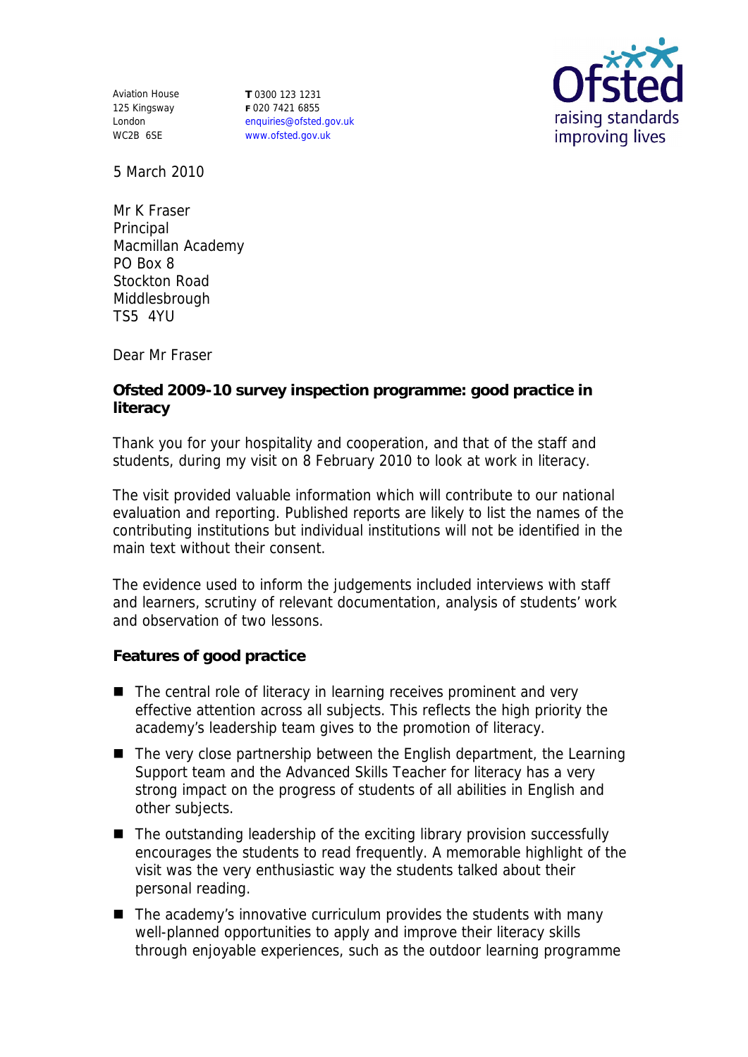Aviation House
125 Kingsway
London
WC2B 6SE

**T** 0300 123 1231
**F** 020 7421 6855
enquiries@ofsted.gov.uk
www.ofsted.gov.uk

Ofsted
raising standards
improving lives

5 March 2010

Mr K Fraser
Principal
Macmillan Academy
PO Box 8
Stockton Road
Middlesbrough
TS5 4YU

Dear Mr Fraser

**Ofsted 2009-10 survey inspection programme: good practice in literacy**

Thank you for your hospitality and cooperation, and that of the staff and students, during my visit on 8 February 2010 to look at work in literacy.

The visit provided valuable information which will contribute to our national evaluation and reporting. Published reports are likely to list the names of the contributing institutions but individual institutions will not be identified in the main text without their consent.

The evidence used to inform the judgements included interviews with staff and learners, scrutiny of relevant documentation, analysis of students' work and observation of two lessons.

**Features of good practice**

- The central role of literacy in learning receives prominent and very effective attention across all subjects. This reflects the high priority the academy's leadership team gives to the promotion of literacy.
- The very close partnership between the English department, the Learning Support team and the Advanced Skills Teacher for literacy has a very strong impact on the progress of students of all abilities in English and other subjects.
- The outstanding leadership of the exciting library provision successfully encourages the students to read frequently. A memorable highlight of the visit was the very enthusiastic way the students talked about their personal reading.
- The academy's innovative curriculum provides the students with many well-planned opportunities to apply and improve their literacy skills through enjoyable experiences, such as the outdoor learning programme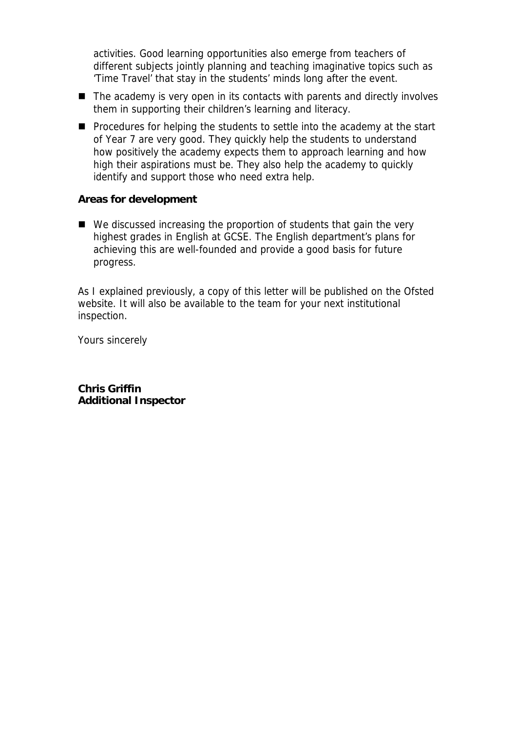activities. Good learning opportunities also emerge from teachers of different subjects jointly planning and teaching imaginative topics such as 'Time Travel' that stay in the students' minds long after the event.

- The academy is very open in its contacts with parents and directly involves them in supporting their children's learning and literacy.
- Procedures for helping the students to settle into the academy at the start of Year 7 are very good. They quickly help the students to understand how positively the academy expects them to approach learning and how high their aspirations must be. They also help the academy to quickly identify and support those who need extra help.

**Areas for development**

- We discussed increasing the proportion of students that gain the very highest grades in English at GCSE. The English department's plans for achieving this are well-founded and provide a good basis for future progress.

As I explained previously, a copy of this letter will be published on the Ofsted website. It will also be available to the team for your next institutional inspection.

Yours sincerely

**Chris Griffin**
**Additional Inspector**